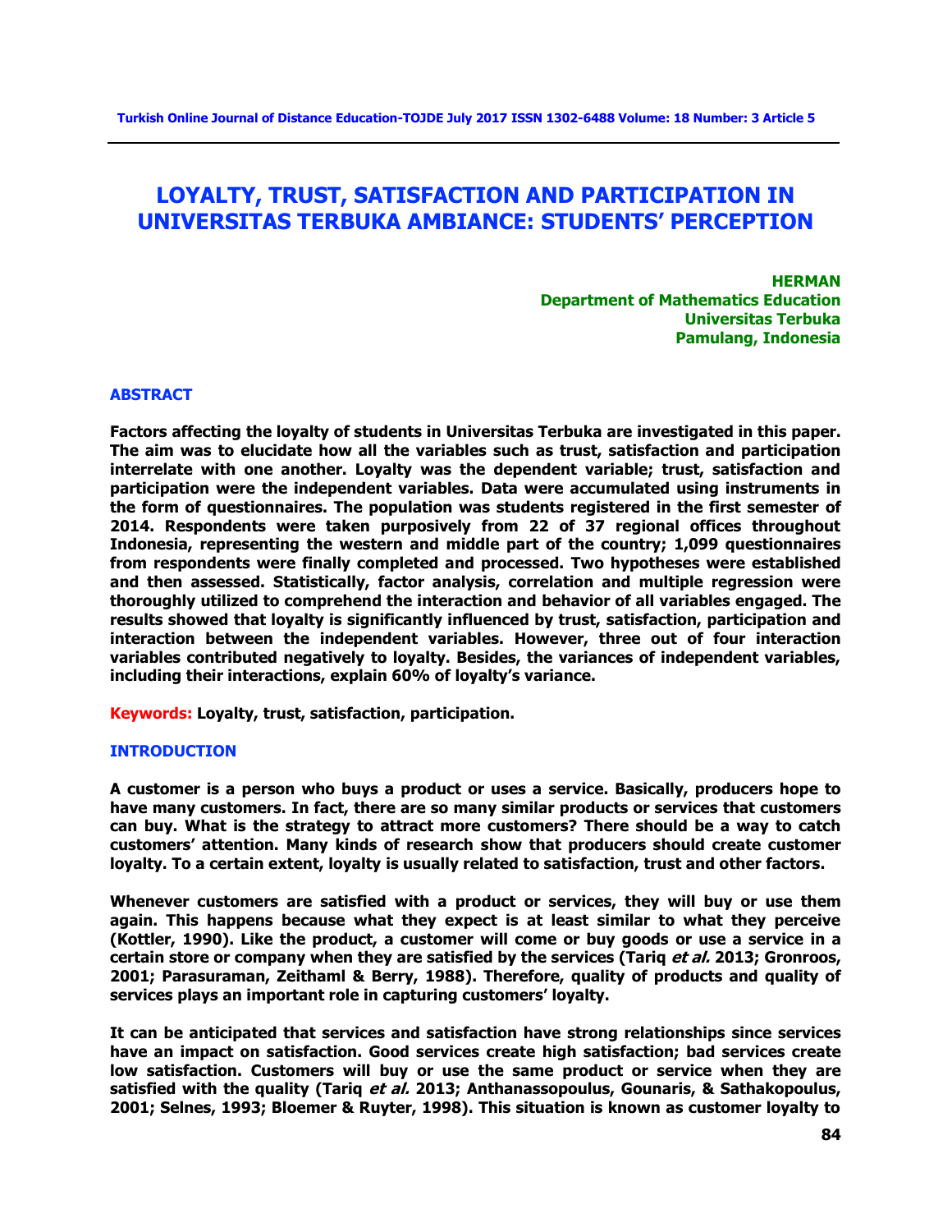# LOYALTY, TRUST, SATISFACTION AND PARTICIPATION IN UNIVERSITAS TERBUKA AMBIANCE: STUDENTS' PERCEPTION

**HERMAN**
**Department of Mathematics Education**
**Universitas Terbuka**
**Pamulang, Indonesia**

## ABSTRACT

**Factors affecting the loyalty of students in Universitas Terbuka are investigated in this paper. The aim was to elucidate how all the variables such as trust, satisfaction and participation interrelate with one another. Loyalty was the dependent variable; trust, satisfaction and participation were the independent variables. Data were accumulated using instruments in the form of questionnaires. The population was students registered in the first semester of 2014. Respondents were taken purposively from 22 of 37 regional offices throughout Indonesia, representing the western and middle part of the country; 1,099 questionnaires from respondents were finally completed and processed. Two hypotheses were established and then assessed. Statistically, factor analysis, correlation and multiple regression were thoroughly utilized to comprehend the interaction and behavior of all variables engaged. The results showed that loyalty is significantly influenced by trust, satisfaction, participation and interaction between the independent variables. However, three out of four interaction variables contributed negatively to loyalty. Besides, the variances of independent variables, including their interactions, explain 60% of loyalty's variance.**

**Keywords:** **Loyalty, trust, satisfaction, participation.**

## INTRODUCTION

**A customer is a person who buys a product or uses a service. Basically, producers hope to have many customers. In fact, there are so many similar products or services that customers can buy. What is the strategy to attract more customers? There should be a way to catch customers' attention. Many kinds of research show that producers should create customer loyalty. To a certain extent, loyalty is usually related to satisfaction, trust and other factors.**

**Whenever customers are satisfied with a product or services, they will buy or use them again. This happens because what they expect is at least similar to what they perceive (Kottler, 1990). Like the product, a customer will come or buy goods or use a service in a certain store or company when they are satisfied by the services (Tariq *et al.* 2013; Gronroos, 2001; Parasuraman, Zeithaml & Berry, 1988). Therefore, quality of products and quality of services plays an important role in capturing customers' loyalty.**

**It can be anticipated that services and satisfaction have strong relationships since services have an impact on satisfaction. Good services create high satisfaction; bad services create low satisfaction. Customers will buy or use the same product or service when they are satisfied with the quality (Tariq *et al.* 2013; Anthanassopoulus, Gounaris, & Sathakopoulus, 2001; Selnes, 1993; Bloemer & Ruyter, 1998). This situation is known as customer loyalty to**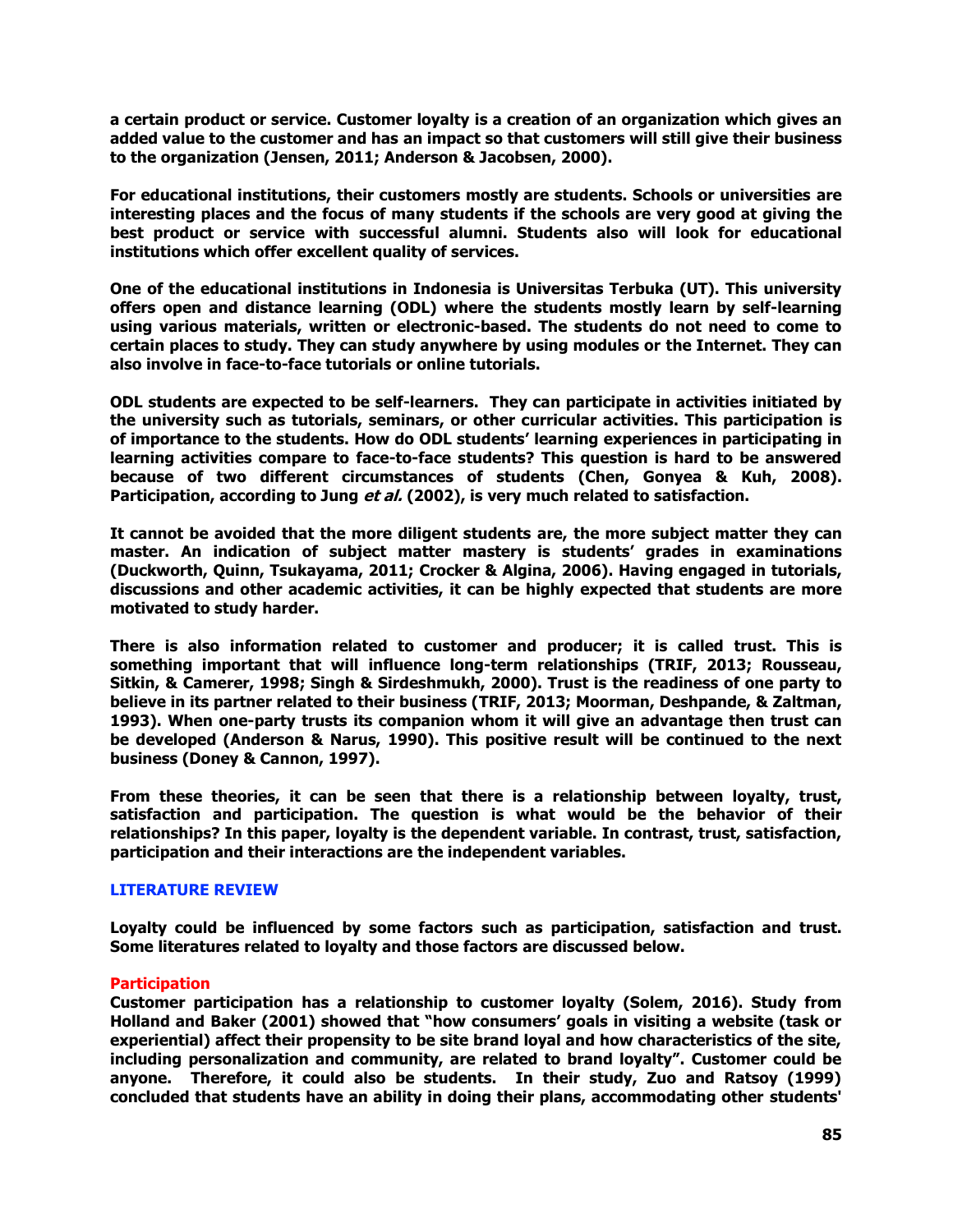a certain product or service. Customer loyalty is a creation of an organization which gives an added value to the customer and has an impact so that customers will still give their business to the organization (Jensen, 2011; Anderson & Jacobsen, 2000).

For educational institutions, their customers mostly are students. Schools or universities are interesting places and the focus of many students if the schools are very good at giving the best product or service with successful alumni. Students also will look for educational institutions which offer excellent quality of services.

One of the educational institutions in Indonesia is Universitas Terbuka (UT). This university offers open and distance learning (ODL) where the students mostly learn by self-learning using various materials, written or electronic-based. The students do not need to come to certain places to study. They can study anywhere by using modules or the Internet. They can also involve in face-to-face tutorials or online tutorials.

ODL students are expected to be self-learners. They can participate in activities initiated by the university such as tutorials, seminars, or other curricular activities. This participation is of importance to the students. How do ODL students' learning experiences in participating in learning activities compare to face-to-face students? This question is hard to be answered because of two different circumstances of students (Chen, Gonyea & Kuh, 2008). Participation, according to Jung *et al.* (2002), is very much related to satisfaction.

It cannot be avoided that the more diligent students are, the more subject matter they can master. An indication of subject matter mastery is students' grades in examinations (Duckworth, Quinn, Tsukayama, 2011; Crocker & Algina, 2006). Having engaged in tutorials, discussions and other academic activities, it can be highly expected that students are more motivated to study harder.

There is also information related to customer and producer; it is called trust. This is something important that will influence long-term relationships (TRIF, 2013; Rousseau, Sitkin, & Camerer, 1998; Singh & Sirdeshmukh, 2000). Trust is the readiness of one party to believe in its partner related to their business (TRIF, 2013; Moorman, Deshpande, & Zaltman, 1993). When one-party trusts its companion whom it will give an advantage then trust can be developed (Anderson & Narus, 1990). This positive result will be continued to the next business (Doney & Cannon, 1997).

From these theories, it can be seen that there is a relationship between loyalty, trust, satisfaction and participation. The question is what would be the behavior of their relationships? In this paper, loyalty is the dependent variable. In contrast, trust, satisfaction, participation and their interactions are the independent variables.

## LITERATURE REVIEW

Loyalty could be influenced by some factors such as participation, satisfaction and trust. Some literatures related to loyalty and those factors are discussed below.

### Participation

Customer participation has a relationship to customer loyalty (Solem, 2016). Study from Holland and Baker (2001) showed that "how consumers' goals in visiting a website (task or experiential) affect their propensity to be site brand loyal and how characteristics of the site, including personalization and community, are related to brand loyalty". Customer could be anyone. Therefore, it could also be students. In their study, Zuo and Ratsoy (1999) concluded that students have an ability in doing their plans, accommodating other students'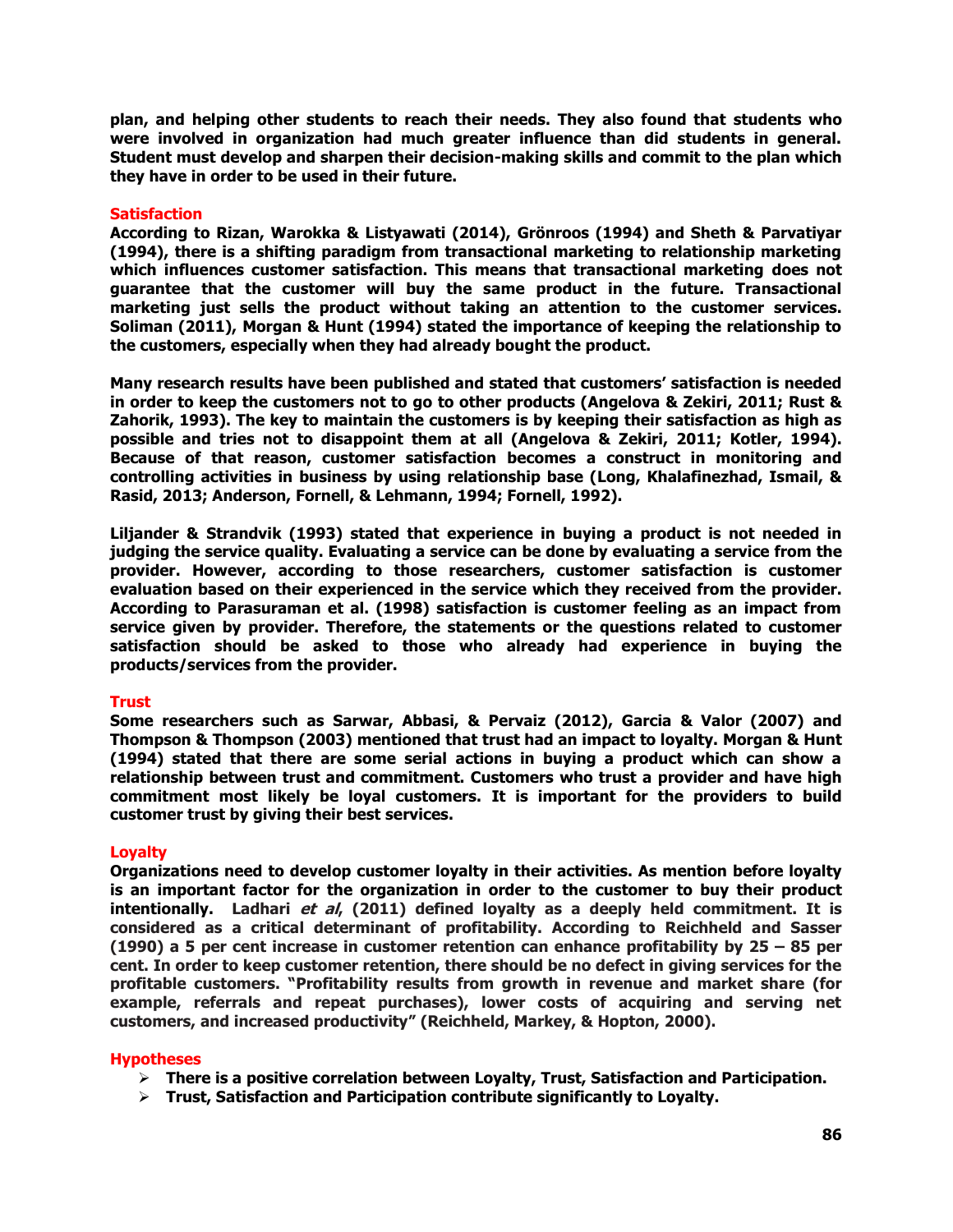**plan, and helping other students to reach their needs. They also found that students who were involved in organization had much greater influence than did students in general. Student must develop and sharpen their decision-making skills and commit to the plan which they have in order to be used in their future.**

## Satisfaction

**According to Rizan, Warokka & Listyawati (2014), Grönroos (1994) and Sheth & Parvatiyar (1994), there is a shifting paradigm from transactional marketing to relationship marketing which influences customer satisfaction. This means that transactional marketing does not guarantee that the customer will buy the same product in the future. Transactional marketing just sells the product without taking an attention to the customer services. Soliman (2011), Morgan & Hunt (1994) stated the importance of keeping the relationship to the customers, especially when they had already bought the product.**

**Many research results have been published and stated that customers' satisfaction is needed in order to keep the customers not to go to other products (Angelova & Zekiri, 2011; Rust & Zahorik, 1993). The key to maintain the customers is by keeping their satisfaction as high as possible and tries not to disappoint them at all (Angelova & Zekiri, 2011; Kotler, 1994). Because of that reason, customer satisfaction becomes a construct in monitoring and controlling activities in business by using relationship base (Long, Khalafinezhad, Ismail, & Rasid, 2013; Anderson, Fornell, & Lehmann, 1994; Fornell, 1992).**

**Liljander & Strandvik (1993) stated that experience in buying a product is not needed in judging the service quality. Evaluating a service can be done by evaluating a service from the provider. However, according to those researchers, customer satisfaction is customer evaluation based on their experienced in the service which they received from the provider. According to Parasuraman et al. (1998) satisfaction is customer feeling as an impact from service given by provider. Therefore, the statements or the questions related to customer satisfaction should be asked to those who already had experience in buying the products/services from the provider.**

## Trust

**Some researchers such as Sarwar, Abbasi, & Pervaiz (2012), Garcia & Valor (2007) and Thompson & Thompson (2003) mentioned that trust had an impact to loyalty. Morgan & Hunt (1994) stated that there are some serial actions in buying a product which can show a relationship between trust and commitment. Customers who trust a provider and have high commitment most likely be loyal customers. It is important for the providers to build customer trust by giving their best services.**

## Loyalty

**Organizations need to develop customer loyalty in their activities. As mention before loyalty is an important factor for the organization in order to the customer to buy their product intentionally. Ladhari *et al*, (2011) defined loyalty as a deeply held commitment. It is considered as a critical determinant of profitability. According to Reichheld and Sasser (1990) a 5 per cent increase in customer retention can enhance profitability by 25 – 85 per cent. In order to keep customer retention, there should be no defect in giving services for the profitable customers. "Profitability results from growth in revenue and market share (for example, referrals and repeat purchases), lower costs of acquiring and serving net customers, and increased productivity" (Reichheld, Markey, & Hopton, 2000).**

## Hypotheses

- **There is a positive correlation between Loyalty, Trust, Satisfaction and Participation.**
- **Trust, Satisfaction and Participation contribute significantly to Loyalty.**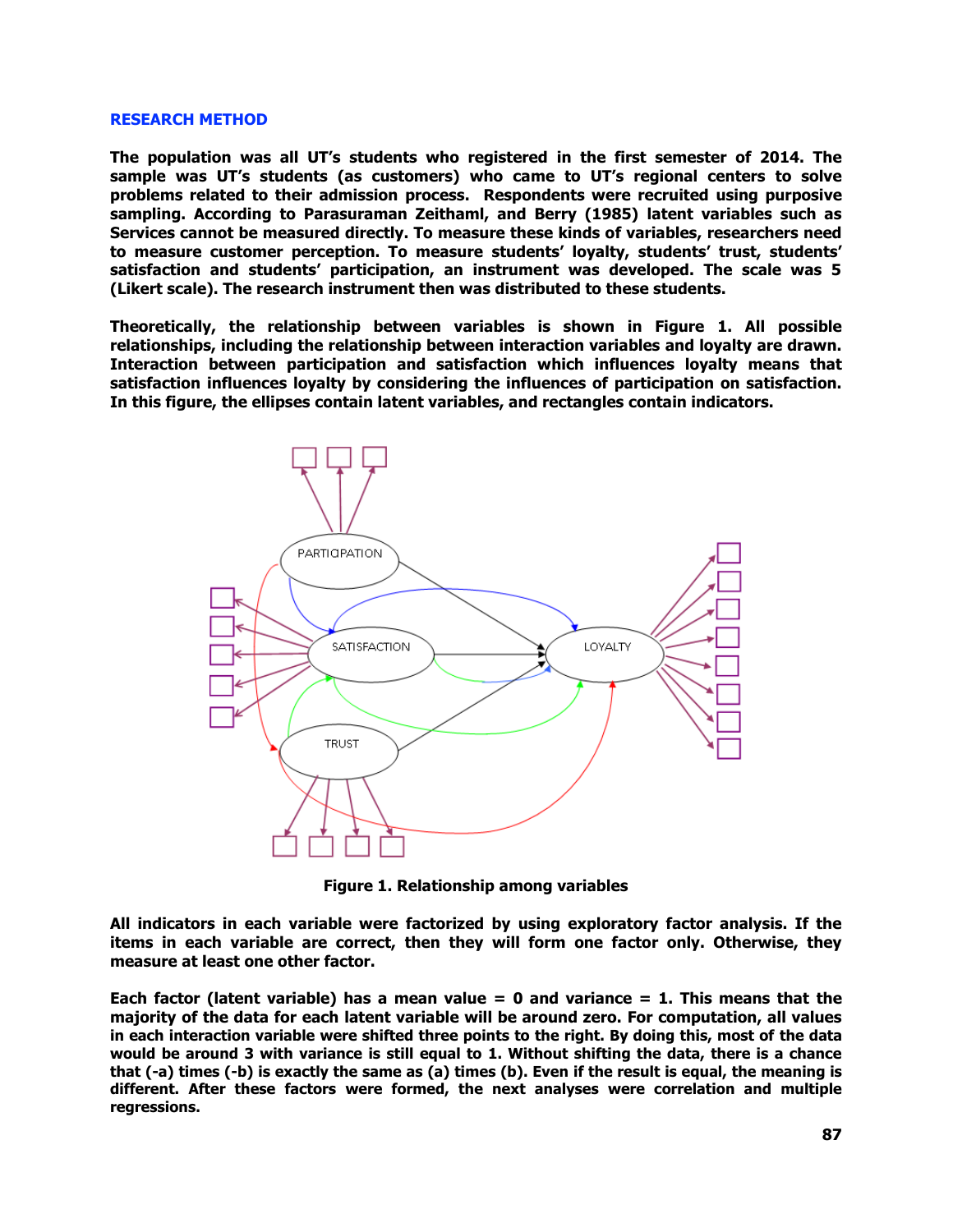## RESEARCH METHOD

**The population was all UT's students who registered in the first semester of 2014. The sample was UT's students (as customers) who came to UT's regional centers to solve problems related to their admission process. Respondents were recruited using purposive sampling. According to Parasuraman Zeithaml, and Berry (1985) latent variables such as Services cannot be measured directly. To measure these kinds of variables, researchers need to measure customer perception. To measure students' loyalty, students' trust, students' satisfaction and students' participation, an instrument was developed. The scale was 5 (Likert scale). The research instrument then was distributed to these students.**

**Theoretically, the relationship between variables is shown in Figure 1. All possible relationships, including the relationship between interaction variables and loyalty are drawn. Interaction between participation and satisfaction which influences loyalty means that satisfaction influences loyalty by considering the influences of participation on satisfaction. In this figure, the ellipses contain latent variables, and rectangles contain indicators.**

**Figure 1. Relationship among variables**

**All indicators in each variable were factorized by using exploratory factor analysis. If the items in each variable are correct, then they will form one factor only. Otherwise, they measure at least one other factor.**

**Each factor (latent variable) has a mean value = 0 and variance = 1. This means that the majority of the data for each latent variable will be around zero. For computation, all values in each interaction variable were shifted three points to the right. By doing this, most of the data would be around 3 with variance is still equal to 1. Without shifting the data, there is a chance that (-a) times (-b) is exactly the same as (a) times (b). Even if the result is equal, the meaning is different. After these factors were formed, the next analyses were correlation and multiple regressions.**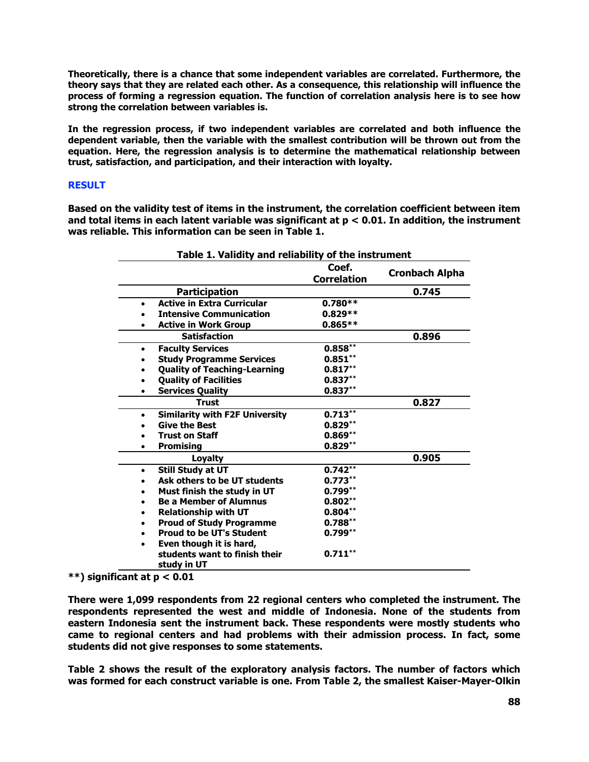**Theoretically, there is a chance that some independent variables are correlated. Furthermore, the theory says that they are related each other. As a consequence, this relationship will influence the process of forming a regression equation. The function of correlation analysis here is to see how strong the correlation between variables is.**

**In the regression process, if two independent variables are correlated and both influence the dependent variable, then the variable with the smallest contribution will be thrown out from the equation. Here, the regression analysis is to determine the mathematical relationship between trust, satisfaction, and participation, and their interaction with loyalty.**

## RESULT

**Based on the validity test of items in the instrument, the correlation coefficient between item and total items in each latent variable was significant at $p < 0.01$. In addition, the instrument was reliable. This information can be seen in Table 1.**

**Table 1. Validity and reliability of the instrument**

| | Coef. Correlation | Cronbach Alpha |
|---|---|---|
| **Participation** | | **0.745** |
| • Active in Extra Curricular | 0.780** | |
| • Intensive Communication | 0.829** | |
| • Active in Work Group | 0.865** | |
| **Satisfaction** | | **0.896** |
| • Faculty Services | 0.858** | |
| • Study Programme Services | 0.851** | |
| • Quality of Teaching-Learning | 0.817** | |
| • Quality of Facilities | 0.837** | |
| • Services Quality | 0.837** | |
| **Trust** | | **0.827** |
| • Similarity with F2F University | 0.713** | |
| • Give the Best | 0.829** | |
| • Trust on Staff | 0.869** | |
| • Promising | 0.829** | |
| **Loyalty** | | **0.905** |
| • Still Study at UT | 0.742** | |
| • Ask others to be UT students | 0.773** | |
| • Must finish the study in UT | 0.799** | |
| • Be a Member of Alumnus | 0.802** | |
| • Relationship with UT | 0.804** | |
| • Proud of Study Programme | 0.788** | |
| • Proud to be UT's Student | 0.799** | |
| • Even though it is hard, students want to finish their study in UT | 0.711** | |

**) significant at $p < 0.01$

**There were 1,099 respondents from 22 regional centers who completed the instrument. The respondents represented the west and middle of Indonesia. None of the students from eastern Indonesia sent the instrument back. These respondents were mostly students who came to regional centers and had problems with their admission process. In fact, some students did not give responses to some statements.**

**Table 2 shows the result of the exploratory analysis factors. The number of factors which was formed for each construct variable is one. From Table 2, the smallest Kaiser-Mayer-Olkin**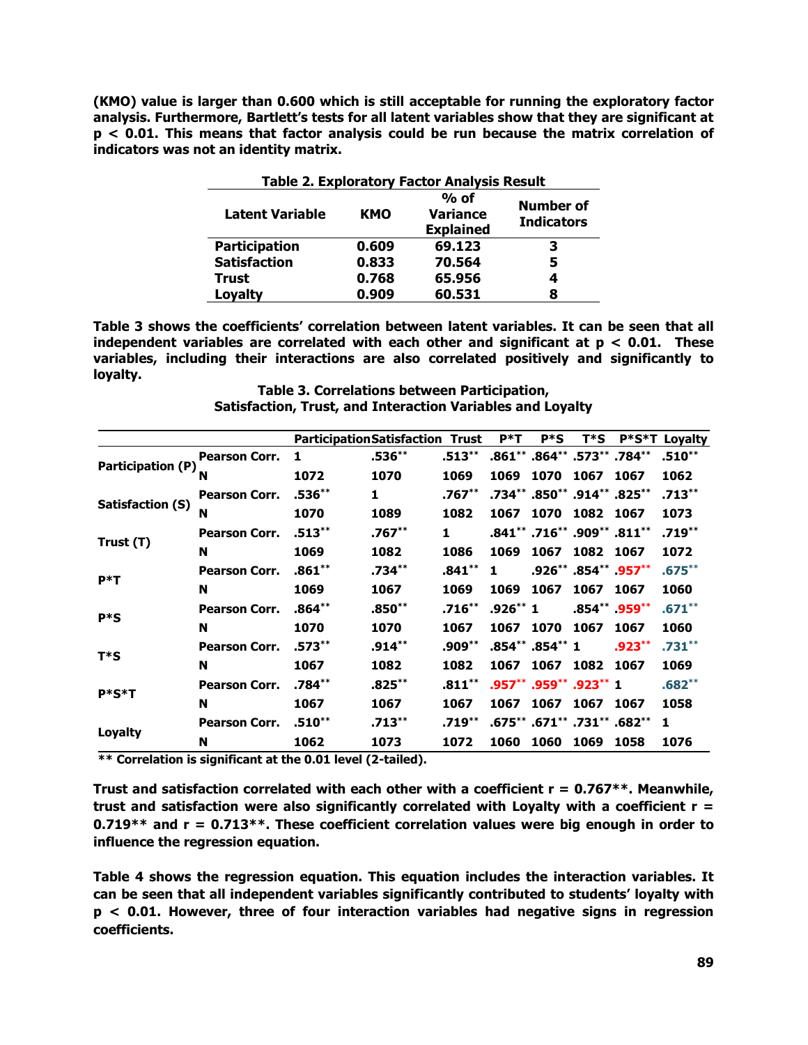**(KMO) value is larger than 0.600 which is still acceptable for running the exploratory factor analysis. Furthermore, Bartlett's tests for all latent variables show that they are significant at $p < 0.01$. This means that factor analysis could be run because the matrix correlation of indicators was not an identity matrix.**

**Table 2. Exploratory Factor Analysis Result**

| Latent Variable | KMO | % of Variance Explained | Number of Indicators |
|---|---|---|---|
| Participation | 0.609 | 69.123 | 3 |
| Satisfaction | 0.833 | 70.564 | 5 |
| Trust | 0.768 | 65.956 | 4 |
| Loyalty | 0.909 | 60.531 | 8 |

**Table 3 shows the coefficients' correlation between latent variables. It can be seen that all independent variables are correlated with each other and significant at $p < 0.01$. These variables, including their interactions are also correlated positively and significantly to loyalty.**

**Table 3. Correlations between Participation, Satisfaction, Trust, and Interaction Variables and Loyalty**

| | | Participation | Satisfaction | Trust | P*T | P*S | T*S | P*S*T | Loyalty |
|---|---|---|---|---|---|---|---|---|---|
| Participation (P) | Pearson Corr. | 1 | .536** | .513** | .861** | .864** | .573** | .784** | .510** |
| | N | 1072 | 1070 | 1069 | 1069 | 1070 | 1067 | 1067 | 1062 |
| Satisfaction (S) | Pearson Corr. | .536** | 1 | .767** | .734** | .850** | .914** | .825** | .713** |
| | N | 1070 | 1089 | 1082 | 1067 | 1070 | 1082 | 1067 | 1073 |
| Trust (T) | Pearson Corr. | .513** | .767** | 1 | .841** | .716** | .909** | .811** | .719** |
| | N | 1069 | 1082 | 1086 | 1069 | 1067 | 1082 | 1067 | 1072 |
| P*T | Pearson Corr. | .861** | .734** | .841** | 1 | .926** | .854** | .957** | .675** |
| | N | 1069 | 1067 | 1069 | 1069 | 1067 | 1067 | 1067 | 1060 |
| P*S | Pearson Corr. | .864** | .850** | .716** | .926** | 1 | .854** | .959** | .671** |
| | N | 1070 | 1070 | 1067 | 1067 | 1070 | 1067 | 1067 | 1060 |
| T*S | Pearson Corr. | .573** | .914** | .909** | .854** | .854** | 1 | .923** | .731** |
| | N | 1067 | 1082 | 1082 | 1067 | 1067 | 1082 | 1067 | 1069 |
| P*S*T | Pearson Corr. | .784** | .825** | .811** | .957** | .959** | .923** | 1 | .682** |
| | N | 1067 | 1067 | 1067 | 1067 | 1067 | 1067 | 1067 | 1058 |
| Loyalty | Pearson Corr. | .510** | .713** | .719** | .675** | .671** | .731** | .682** | 1 |
| | N | 1062 | 1073 | 1072 | 1060 | 1060 | 1069 | 1058 | 1076 |

**** Correlation is significant at the 0.01 level (2-tailed).**

**Trust and satisfaction correlated with each other with a coefficient r = 0.767**. Meanwhile, trust and satisfaction were also significantly correlated with Loyalty with a coefficient r = 0.719** and r = 0.713**. These coefficient correlation values were big enough in order to influence the regression equation.**

**Table 4 shows the regression equation. This equation includes the interaction variables. It can be seen that all independent variables significantly contributed to students' loyalty with $p < 0.01$. However, three of four interaction variables had negative signs in regression coefficients.**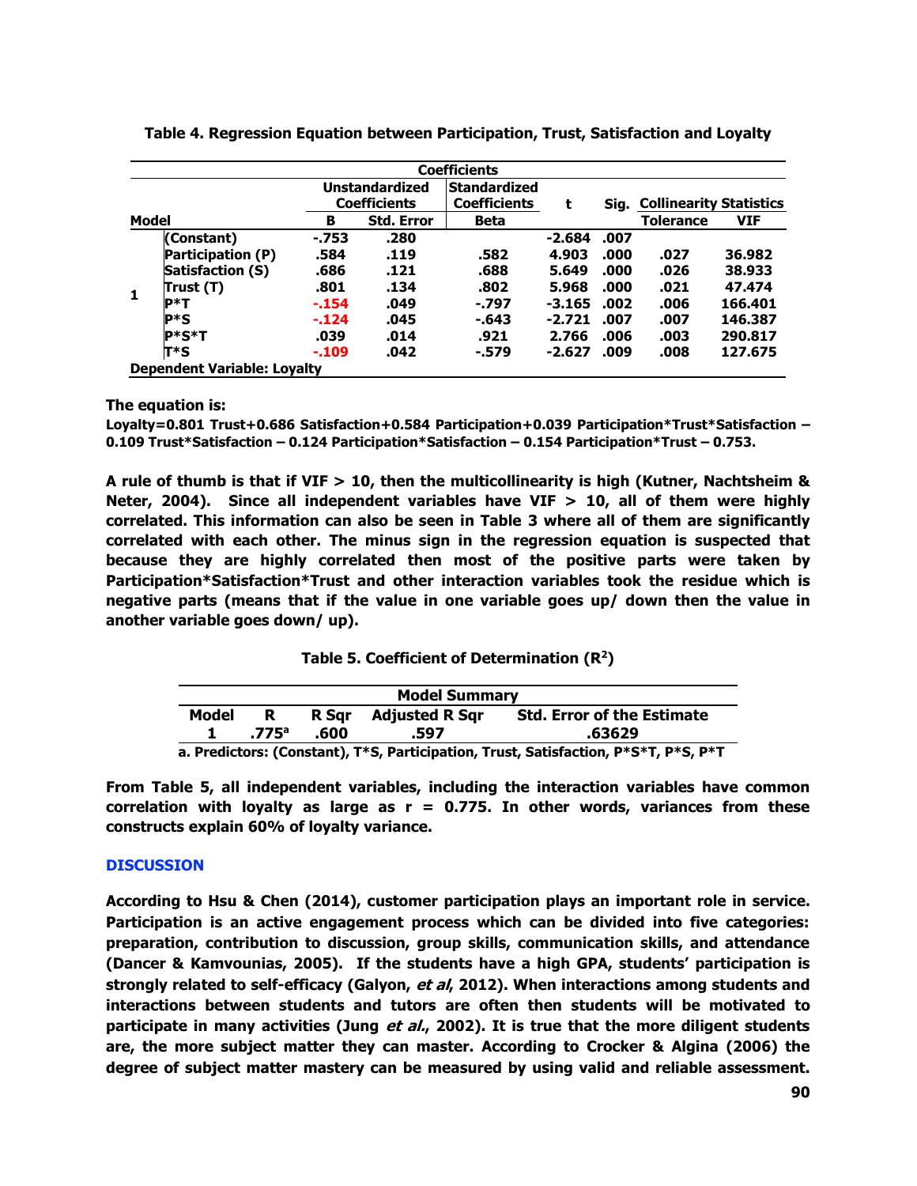**Table 4. Regression Equation between Participation, Trust, Satisfaction and Loyalty**

| Coefficients | | | | | | | | |
|---|---|---|---|---|---|---|---|---|
| Model | | Unstandardized Coefficients | | Standardized Coefficients | t | Sig. | Collinearity Statistics | |
| | | B | Std. Error | Beta | | | Tolerance | VIF |
| 1 | (Constant) | -.753 | .280 | | -2.684 | .007 | | |
| | Participation (P) | .584 | .119 | .582 | 4.903 | .000 | .027 | 36.982 |
| | Satisfaction (S) | .686 | .121 | .688 | 5.649 | .000 | .026 | 38.933 |
| | Trust (T) | .801 | .134 | .802 | 5.968 | .000 | .021 | 47.474 |
| | P*T | -.154 | .049 | -.797 | -3.165 | .002 | .006 | 166.401 |
| | P*S | -.124 | .045 | -.643 | -2.721 | .007 | .007 | 146.387 |
| | P*S*T | .039 | .014 | .921 | 2.766 | .006 | .003 | 290.817 |
| | T*S | -.109 | .042 | -.579 | -2.627 | .009 | .008 | 127.675 |

Dependent Variable: Loyalty

**The equation is:**

**Loyalty=0.801 Trust+0.686 Satisfaction+0.584 Participation+0.039 Participation*Trust*Satisfaction – 0.109 Trust*Satisfaction – 0.124 Participation*Satisfaction – 0.154 Participation*Trust – 0.753.**

**A rule of thumb is that if VIF > 10, then the multicollineraity is high (Kutner, Nachtsheim & Neter, 2004). Since all independent variables have VIF > 10, all of them were highly correlated. This information can also be seen in Table 3 where all of them are significantly correlated with each other. The minus sign in the regression equation is suspected that because they are highly correlated then most of the positive parts were taken by Participation*Satisfaction*Trust and other interaction variables took the residue which is negative parts (means that if the value in one variable goes up/ down then the value in another variable goes down/ up).**

**Table 5. Coefficient of Determination ($R^2$)**

| Model Summary | | | | |
|---|---|---|---|---|
| Model | R | R Sqr | Adjusted R Sqr | Std. Error of the Estimate |
| 1 | .775[a] | .600 | .597 | .63629 |

a. Predictors: (Constant), T*S, Participation, Trust, Satisfaction, P*S*T, P*S, P*T

**From Table 5, all independent variables, including the interaction variables have common correlation with loyalty as large as r = 0.775. In other words, variances from these constructs explain 60% of loyalty variance.**

## DISCUSSION

**According to Hsu & Chen (2014), customer participation plays an important role in service. Participation is an active engagement process which can be divided into five categories: preparation, contribution to discussion, group skills, communication skills, and attendance (Dancer & Kamvounias, 2005). If the students have a high GPA, students' participation is strongly related to self-efficacy (Galyon, *et al*, 2012). When interactions among students and interactions between students and tutors are often then students will be motivated to participate in many activities (Jung *et al.*, 2002). It is true that the more diligent students are, the more subject matter they can master. According to Crocker & Algina (2006) the degree of subject matter mastery can be measured by using valid and reliable assessment.**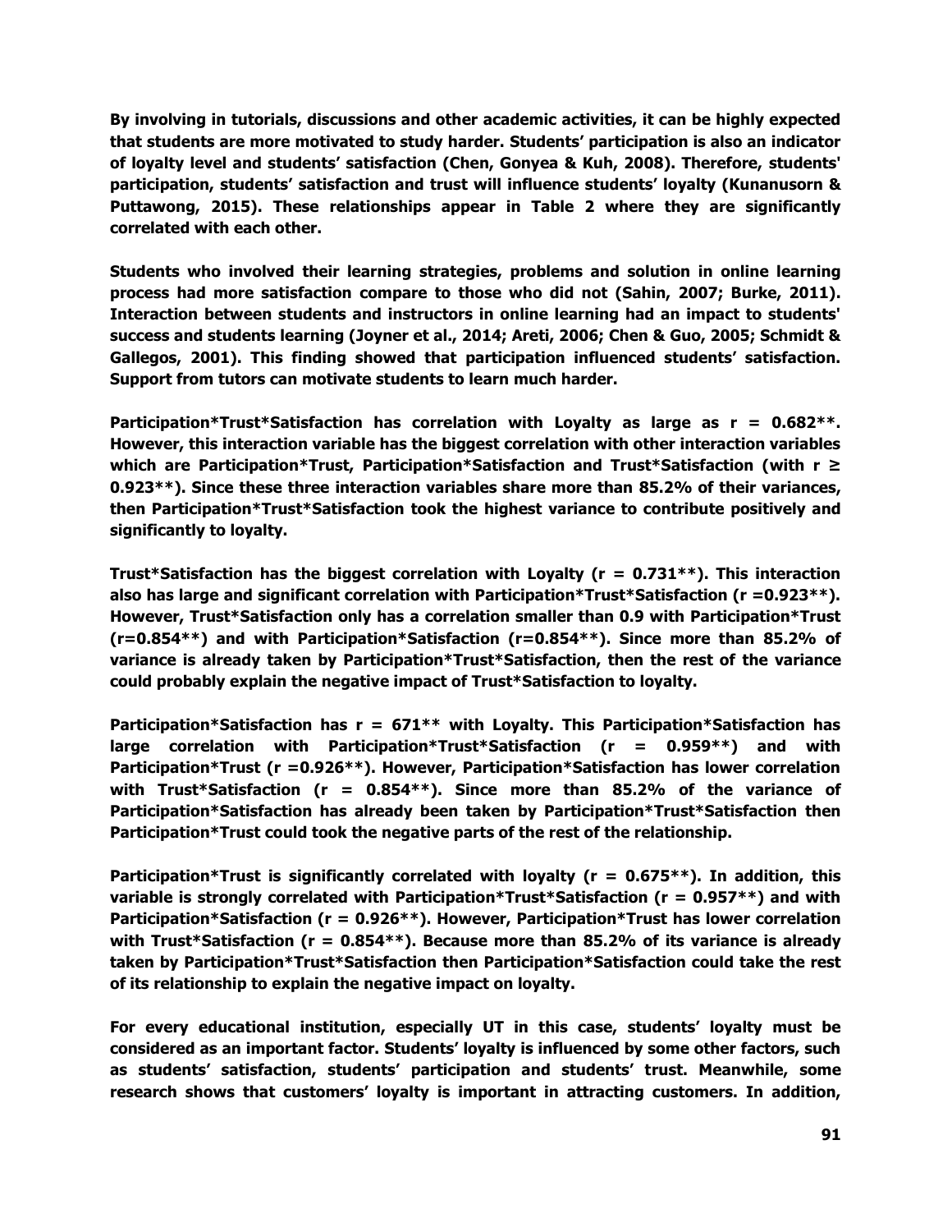By involving in tutorials, discussions and other academic activities, it can be highly expected that students are more motivated to study harder. Students' participation is also an indicator of loyalty level and students' satisfaction (Chen, Gonyea & Kuh, 2008). Therefore, students' participation, students' satisfaction and trust will influence students' loyalty (Kunanusorn & Puttawong, 2015). These relationships appear in Table 2 where they are significantly correlated with each other.

Students who involved their learning strategies, problems and solution in online learning process had more satisfaction compare to those who did not (Sahin, 2007; Burke, 2011). Interaction between students and instructors in online learning had an impact to students' success and students learning (Joyner et al., 2014; Areti, 2006; Chen & Guo, 2005; Schmidt & Gallegos, 2001). This finding showed that participation influenced students' satisfaction. Support from tutors can motivate students to learn much harder.

Participation*Trust*Satisfaction has correlation with Loyalty as large as r = 0.682**. However, this interaction variable has the biggest correlation with other interaction variables which are Participation*Trust, Participation*Satisfaction and Trust*Satisfaction (with r ≥ 0.923**). Since these three interaction variables share more than 85.2% of their variances, then Participation*Trust*Satisfaction took the highest variance to contribute positively and significantly to loyalty.

Trust*Satisfaction has the biggest correlation with Loyalty (r = 0.731**). This interaction also has large and significant correlation with Participation*Trust*Satisfaction (r =0.923**). However, Trust*Satisfaction only has a correlation smaller than 0.9 with Participation*Trust (r=0.854**) and with Participation*Satisfaction (r=0.854**). Since more than 85.2% of variance is already taken by Participation*Trust*Satisfaction, then the rest of the variance could probably explain the negative impact of Trust*Satisfaction to loyalty.

Participation*Satisfaction has r = 671** with Loyalty. This Participation*Satisfaction has large correlation with Participation*Trust*Satisfaction (r = 0.959**) and with Participation*Trust (r =0.926**). However, Participation*Satisfaction has lower correlation with Trust*Satisfaction (r = 0.854**). Since more than 85.2% of the variance of Participation*Satisfaction has already been taken by Participation*Trust*Satisfaction then Participation*Trust could took the negative parts of the rest of the relationship.

Participation*Trust is significantly correlated with loyalty (r = 0.675**). In addition, this variable is strongly correlated with Participation*Trust*Satisfaction (r = 0.957**) and with Participation*Satisfaction (r = 0.926**). However, Participation*Trust has lower correlation with Trust*Satisfaction (r = 0.854**). Because more than 85.2% of its variance is already taken by Participation*Trust*Satisfaction then Participation*Satisfaction could take the rest of its relationship to explain the negative impact on loyalty.

For every educational institution, especially UT in this case, students' loyalty must be considered as an important factor. Students' loyalty is influenced by some other factors, such as students' satisfaction, students' participation and students' trust. Meanwhile, some research shows that customers' loyalty is important in attracting customers. In addition,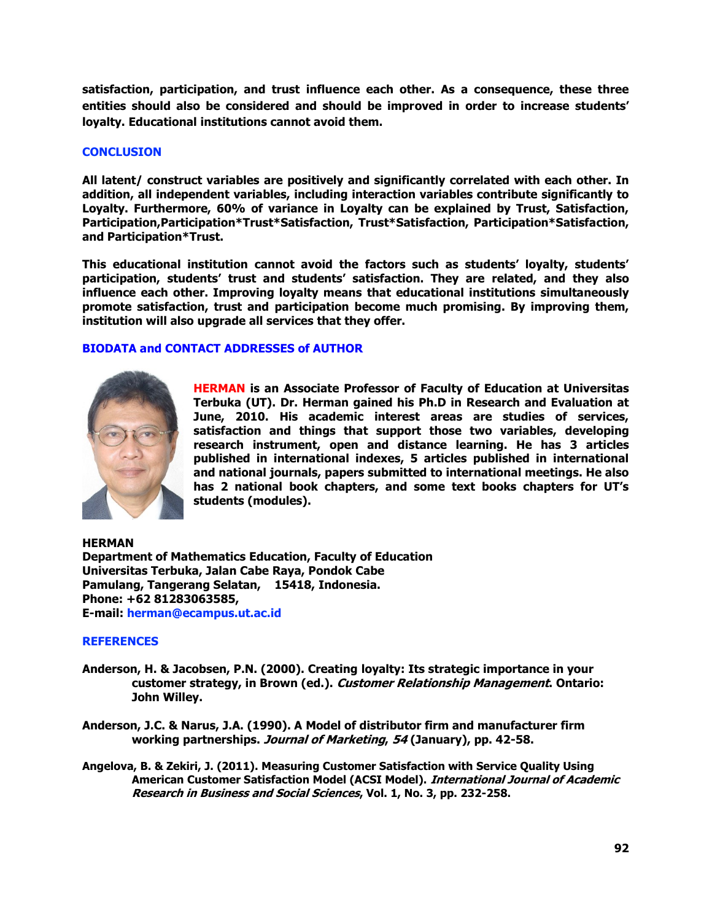**satisfaction, participation, and trust influence each other. As a consequence, these three entities should also be considered and should be improved in order to increase students' loyalty. Educational institutions cannot avoid them.**

## CONCLUSION

**All latent/ construct variables are positively and significantly correlated with each other. In addition, all independent variables, including interaction variables contribute significantly to Loyalty. Furthermore, 60% of variance in Loyalty can be explained by Trust, Satisfaction, Participation,Participation*Trust*Satisfaction, Trust*Satisfaction, Participation*Satisfaction, and Participation*Trust.**

**This educational institution cannot avoid the factors such as students' loyalty, students' participation, students' trust and students' satisfaction. They are related, and they also influence each other. Improving loyalty means that educational institutions simultaneously promote satisfaction, trust and participation become much promising. By improving them, institution will also upgrade all services that they offer.**

## BIODATA and CONTACT ADDRESSES of AUTHOR

**HERMAN is an Associate Professor of Faculty of Education at Universitas Terbuka (UT). Dr. Herman gained his Ph.D in Research and Evaluation at June, 2010. His academic interest areas are studies of services, satisfaction and things that support those two variables, developing research instrument, open and distance learning. He has 3 articles published in international indexes, 5 articles published in international and national journals, papers submitted to international meetings. He also has 2 national book chapters, and some text books chapters for UT's students (modules).**

**HERMAN**
**Department of Mathematics Education, Faculty of Education**
**Universitas Terbuka, Jalan Cabe Raya, Pondok Cabe**
**Pamulang, Tangerang Selatan, 15418, Indonesia.**
**Phone: +62 81283063585,**
**E-mail: herman@ecampus.ut.ac.id**

## REFERENCES

**Anderson, H. & Jacobsen, P.N. (2000). Creating loyalty: Its strategic importance in your customer strategy, in Brown (ed.). *Customer Relationship Management*. Ontario: John Willey.**

**Anderson, J.C. & Narus, J.A. (1990). A Model of distributor firm and manufacturer firm working partnerships. *Journal of Marketing*, *54* (January), pp. 42-58.**

**Angelova, B. & Zekiri, J. (2011). Measuring Customer Satisfaction with Service Quality Using American Customer Satisfaction Model (ACSI Model). *International Journal of Academic Research in Business and Social Sciences*, Vol. 1, No. 3, pp. 232-258.**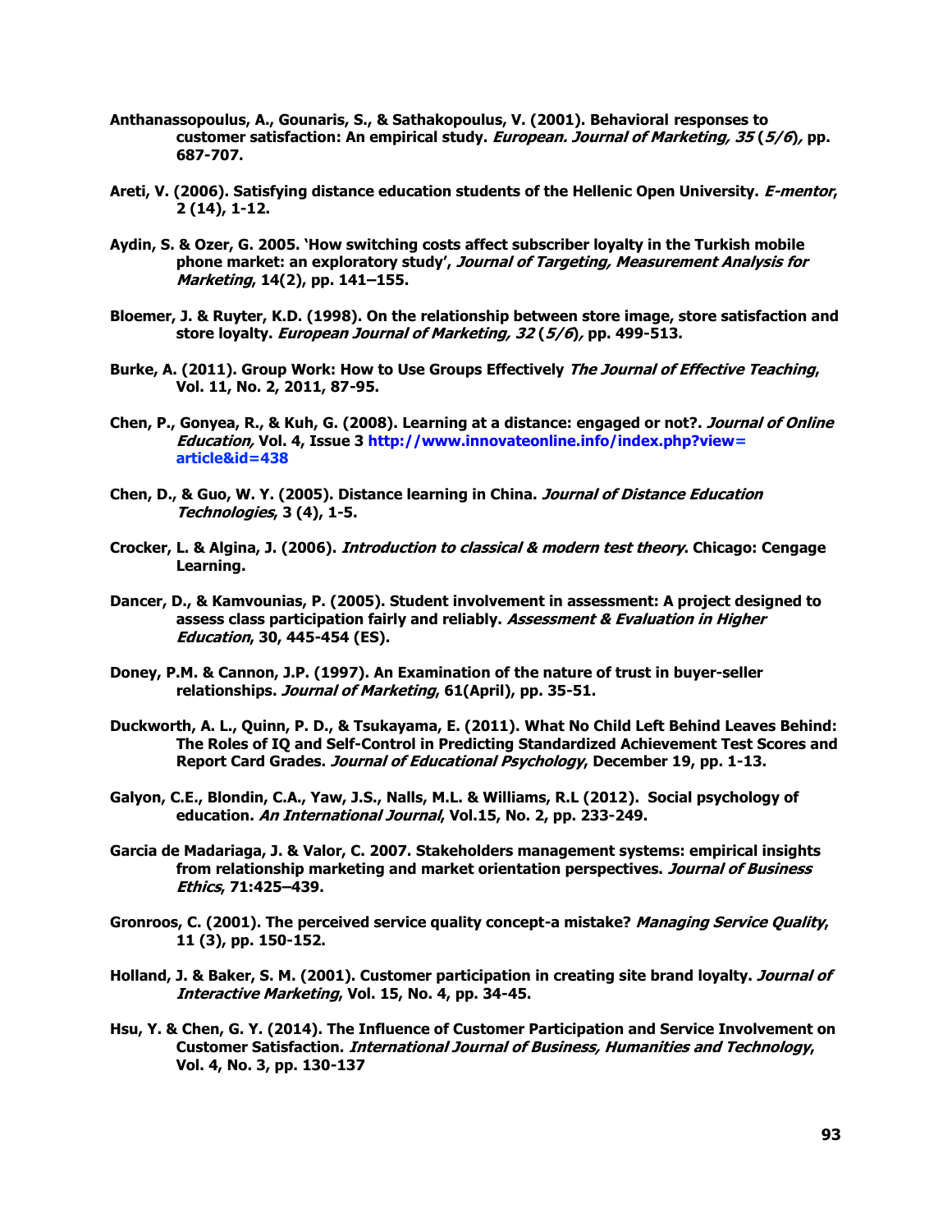Anthanassopoulus, A., Gounaris, S., & Sathakopoulus, V. (2001). Behavioral responses to customer satisfaction: An empirical study. *European. Journal of Marketing, 35* (*5/6*)*,* pp. 687-707.

Areti, V. (2006). Satisfying distance education students of the Hellenic Open University. *E-mentor*, 2 (14), 1-12.

Aydin, S. & Ozer, G. 2005. 'How switching costs affect subscriber loyalty in the Turkish mobile phone market: an exploratory study', *Journal of Targeting, Measurement Analysis for Marketing*, 14(2), pp. 141–155.

Bloemer, J. & Ruyter, K.D. (1998). On the relationship between store image, store satisfaction and store loyalty. *European Journal of Marketing, 32* (*5/6*)*,* pp. 499-513.

Burke, A. (2011). Group Work: How to Use Groups Effectively *The Journal of Effective Teaching*, Vol. 11, No. 2, 2011, 87-95.

Chen, P., Gonyea, R., & Kuh, G. (2008). Learning at a distance: engaged or not?. *Journal of Online Education,* Vol. 4, Issue 3 http://www.innovateonline.info/index.php?view=article&id=438

Chen, D., & Guo, W. Y. (2005). Distance learning in China. *Journal of Distance Education Technologies*, 3 (4), 1-5.

Crocker, L. & Algina, J. (2006). *Introduction to classical & modern test theory*. Chicago: Cengage Learning.

Dancer, D., & Kamvounias, P. (2005). Student involvement in assessment: A project designed to assess class participation fairly and reliably. *Assessment & Evaluation in Higher Education*, 30, 445-454 (ES).

Doney, P.M. & Cannon, J.P. (1997). An Examination of the nature of trust in buyer-seller relationships. *Journal of Marketing*, 61(April), pp. 35-51.

Duckworth, A. L., Quinn, P. D., & Tsukayama, E. (2011). What No Child Left Behind Leaves Behind: The Roles of IQ and Self-Control in Predicting Standardized Achievement Test Scores and Report Card Grades. *Journal of Educational Psychology*, December 19, pp. 1-13.

Galyon, C.E., Blondin, C.A., Yaw, J.S., Nalls, M.L. & Williams, R.L (2012). Social psychology of education. *An International Journal*, Vol.15, No. 2, pp. 233-249.

Garcia de Madariaga, J. & Valor, C. 2007. Stakeholders management systems: empirical insights from relationship marketing and market orientation perspectives. *Journal of Business Ethics*, 71:425–439.

Gronroos, C. (2001). The perceived service quality concept-a mistake? *Managing Service Quality*, 11 (3), pp. 150-152.

Holland, J. & Baker, S. M. (2001). Customer participation in creating site brand loyalty. *Journal of Interactive Marketing*, Vol. 15, No. 4, pp. 34-45.

Hsu, Y. & Chen, G. Y. (2014). The Influence of Customer Participation and Service Involvement on Customer Satisfaction. *International Journal of Business, Humanities and Technology*, Vol. 4, No. 3, pp. 130-137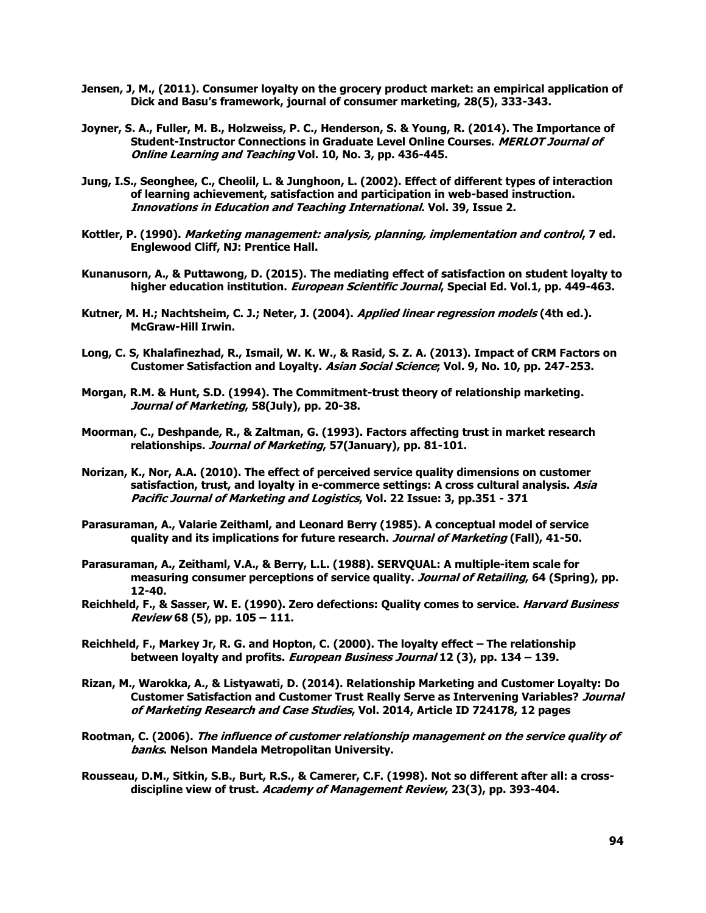**Jensen, J, M., (2011). Consumer loyalty on the grocery product market: an empirical application of Dick and Basu's framework, journal of consumer marketing, 28(5), 333-343.**

**Joyner, S. A., Fuller, M. B., Holzweiss, P. C., Henderson, S. & Young, R. (2014). The Importance of Student-Instructor Connections in Graduate Level Online Courses. *MERLOT Journal of Online Learning and Teaching* Vol. 10, No. 3, pp. 436-445.**

**Jung, I.S., Seonghee, C., Cheolil, L. & Junghoon, L. (2002). Effect of different types of interaction of learning achievement, satisfaction and participation in web-based instruction. *Innovations in Education and Teaching International*. Vol. 39, Issue 2.**

**Kottler, P. (1990). *Marketing management: analysis, planning, implementation and control*, 7 ed. Englewood Cliff, NJ: Prentice Hall.**

**Kunanusorn, A., & Puttawong, D. (2015). The mediating effect of satisfaction on student loyalty to higher education institution. *European Scientific Journal*, Special Ed. Vol.1, pp. 449-463.**

**Kutner, M. H.; Nachtsheim, C. J.; Neter, J. (2004). *Applied linear regression models* (4th ed.). McGraw-Hill Irwin.**

**Long, C. S, Khalafinezhad, R., Ismail, W. K. W., & Rasid, S. Z. A. (2013). Impact of CRM Factors on Customer Satisfaction and Loyalty. *Asian Social Science*; Vol. 9, No. 10, pp. 247-253.**

**Morgan, R.M. & Hunt, S.D. (1994). The Commitment-trust theory of relationship marketing. *Journal of Marketing*, 58(July), pp. 20-38.**

**Moorman, C., Deshpande, R., & Zaltman, G. (1993). Factors affecting trust in market research relationships. *Journal of Marketing*, 57(January), pp. 81-101.**

**Norizan, K., Nor, A.A. (2010). The effect of perceived service quality dimensions on customer satisfaction, trust, and loyalty in e-commerce settings: A cross cultural analysis. *Asia Pacific Journal of Marketing and Logistics*, Vol. 22 Issue: 3, pp.351 - 371**

**Parasuraman, A., Valarie Zeithaml, and Leonard Berry (1985). A conceptual model of service quality and its implications for future research. *Journal of Marketing* (Fall), 41-50.**

**Parasuraman, A., Zeithaml, V.A., & Berry, L.L. (1988). SERVQUAL: A multiple-item scale for measuring consumer perceptions of service quality. *Journal of Retailing*, 64 (Spring), pp. 12-40.**

**Reichheld, F., & Sasser, W. E. (1990). Zero defections: Quality comes to service. *Harvard Business Review* 68 (5), pp. 105 – 111.**

**Reichheld, F., Markey Jr, R. G. and Hopton, C. (2000). The loyalty effect – The relationship between loyalty and profits. *European Business Journal* 12 (3), pp. 134 – 139.**

**Rizan, M., Warokka, A., & Listyawati, D. (2014). Relationship Marketing and Customer Loyalty: Do Customer Satisfaction and Customer Trust Really Serve as Intervening Variables? *Journal of Marketing Research and Case Studies*, Vol. 2014, Article ID 724178, 12 pages**

**Rootman, C. (2006). *The influence of customer relationship management on the service quality of banks*. Nelson Mandela Metropolitan University.**

**Rousseau, D.M., Sitkin, S.B., Burt, R.S., & Camerer, C.F. (1998). Not so different after all: a cross-discipline view of trust. *Academy of Management Review*, 23(3), pp. 393-404.**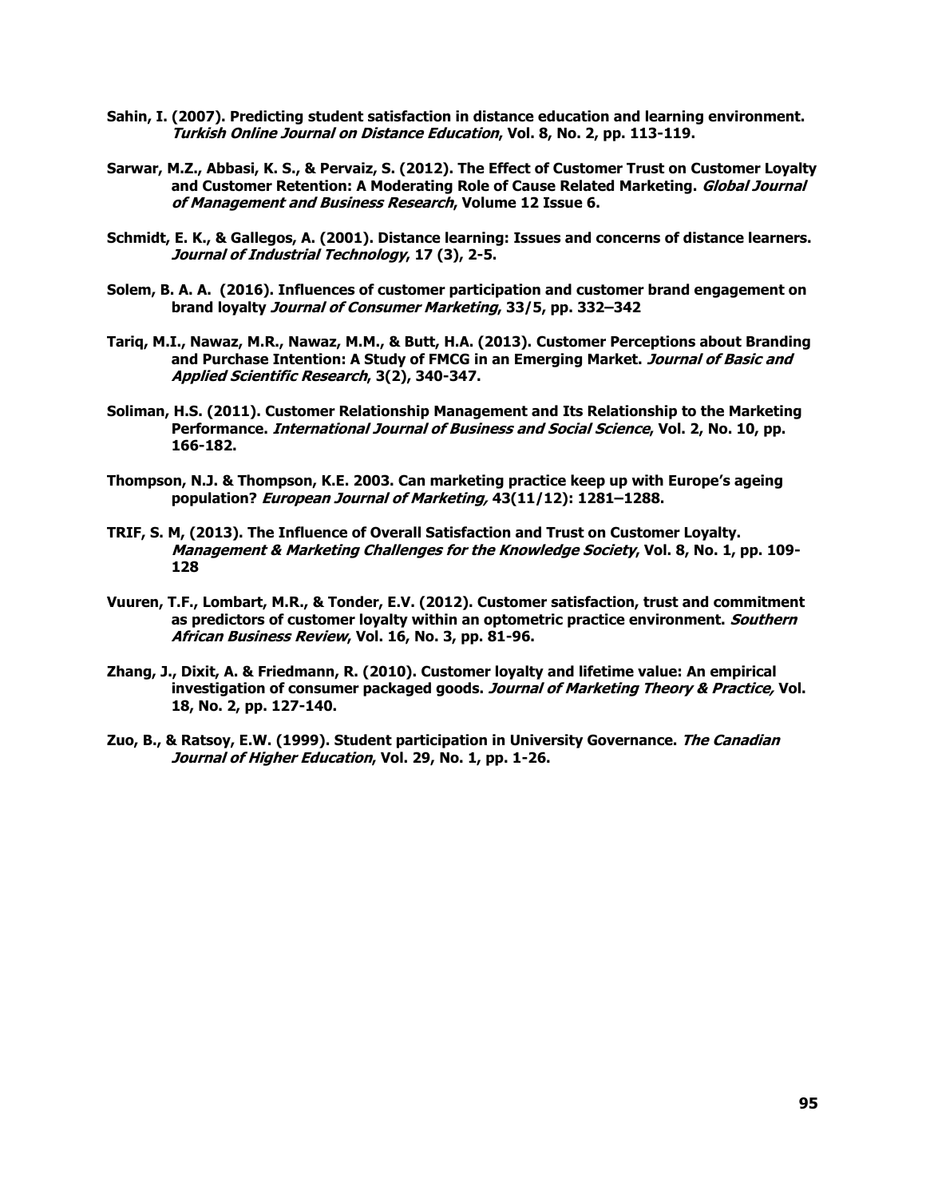**Sahin, I. (2007). Predicting student satisfaction in distance education and learning environment. *Turkish Online Journal on Distance Education*, Vol. 8, No. 2, pp. 113-119.**

**Sarwar, M.Z., Abbasi, K. S., & Pervaiz, S. (2012). The Effect of Customer Trust on Customer Loyalty and Customer Retention: A Moderating Role of Cause Related Marketing. *Global Journal of Management and Business Research*, Volume 12 Issue 6.**

**Schmidt, E. K., & Gallegos, A. (2001). Distance learning: Issues and concerns of distance learners. *Journal of Industrial Technology*, 17 (3), 2-5.**

**Solem, B. A. A. (2016). Influences of customer participation and customer brand engagement on brand loyalty *Journal of Consumer Marketing*, 33/5, pp. 332–342**

**Tariq, M.I., Nawaz, M.R., Nawaz, M.M., & Butt, H.A. (2013). Customer Perceptions about Branding and Purchase Intention: A Study of FMCG in an Emerging Market. *Journal of Basic and Applied Scientific Research*, 3(2), 340-347.**

**Soliman, H.S. (2011). Customer Relationship Management and Its Relationship to the Marketing Performance. *International Journal of Business and Social Science*, Vol. 2, No. 10, pp. 166-182.**

**Thompson, N.J. & Thompson, K.E. 2003. Can marketing practice keep up with Europe's ageing population? *European Journal of Marketing,* 43(11/12): 1281–1288.**

**TRIF, S. M, (2013). The Influence of Overall Satisfaction and Trust on Customer Loyalty. *Management & Marketing Challenges for the Knowledge Society*, Vol. 8, No. 1, pp. 109-128**

**Vuuren, T.F., Lombart, M.R., & Tonder, E.V. (2012). Customer satisfaction, trust and commitment as predictors of customer loyalty within an optometric practice environment. *Southern African Business Review*, Vol. 16, No. 3, pp. 81-96.**

**Zhang, J., Dixit, A. & Friedmann, R. (2010). Customer loyalty and lifetime value: An empirical investigation of consumer packaged goods. *Journal of Marketing Theory & Practice,* Vol. 18, No. 2, pp. 127-140.**

**Zuo, B., & Ratsoy, E.W. (1999). Student participation in University Governance. *The Canadian Journal of Higher Education*, Vol. 29, No. 1, pp. 1-26.**